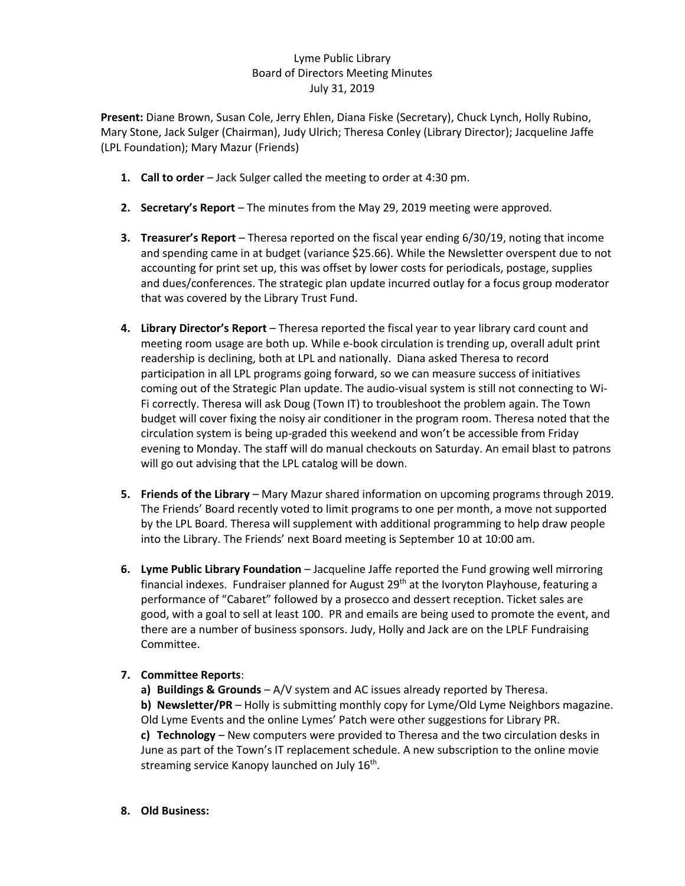# Lyme Public Library
## Board of Directors Meeting Minutes
### July 31, 2019

**Present:** Diane Brown, Susan Cole, Jerry Ehlen, Diana Fiske (Secretary), Chuck Lynch, Holly Rubino, Mary Stone, Jack Sulger (Chairman), Judy Ulrich; Theresa Conley (Library Director); Jacqueline Jaffe (LPL Foundation); Mary Mazur (Friends)

1. **Call to order** – Jack Sulger called the meeting to order at 4:30 pm.

2. **Secretary's Report** – The minutes from the May 29, 2019 meeting were approved.

3. **Treasurer's Report** – Theresa reported on the fiscal year ending 6/30/19, noting that income and spending came in at budget (variance $25.66). While the Newsletter overspent due to not accounting for print set up, this was offset by lower costs for periodicals, postage, supplies and dues/conferences. The strategic plan update incurred outlay for a focus group moderator that was covered by the Library Trust Fund.

4. **Library Director's Report** – Theresa reported the fiscal year to year library card count and meeting room usage are both up. While e-book circulation is trending up, overall adult print readership is declining, both at LPL and nationally. Diana asked Theresa to record participation in all LPL programs going forward, so we can measure success of initiatives coming out of the Strategic Plan update. The audio-visual system is still not connecting to Wi-Fi correctly. Theresa will ask Doug (Town IT) to troubleshoot the problem again. The Town budget will cover fixing the noisy air conditioner in the program room. Theresa noted that the circulation system is being up-graded this weekend and won't be accessible from Friday evening to Monday. The staff will do manual checkouts on Saturday. An email blast to patrons will go out advising that the LPL catalog will be down.

5. **Friends of the Library** – Mary Mazur shared information on upcoming programs through 2019. The Friends' Board recently voted to limit programs to one per month, a move not supported by the LPL Board. Theresa will supplement with additional programming to help draw people into the Library. The Friends' next Board meeting is September 10 at 10:00 am.

6. **Lyme Public Library Foundation** – Jacqueline Jaffe reported the Fund growing well mirroring financial indexes. Fundraiser planned for August 29th at the Ivoryton Playhouse, featuring a performance of "Cabaret" followed by a prosecco and dessert reception. Ticket sales are good, with a goal to sell at least 100. PR and emails are being used to promote the event, and there are a number of business sponsors. Judy, Holly and Jack are on the LPLF Fundraising Committee.

7. **Committee Reports**:

   **a) Buildings & Grounds** – A/V system and AC issues already reported by Theresa.

   **b) Newsletter/PR** – Holly is submitting monthly copy for Lyme/Old Lyme Neighbors magazine. Old Lyme Events and the online Lymes' Patch were other suggestions for Library PR.

   **c) Technology** – New computers were provided to Theresa and the two circulation desks in June as part of the Town's IT replacement schedule. A new subscription to the online movie streaming service Kanopy launched on July 16th.

8. **Old Business:**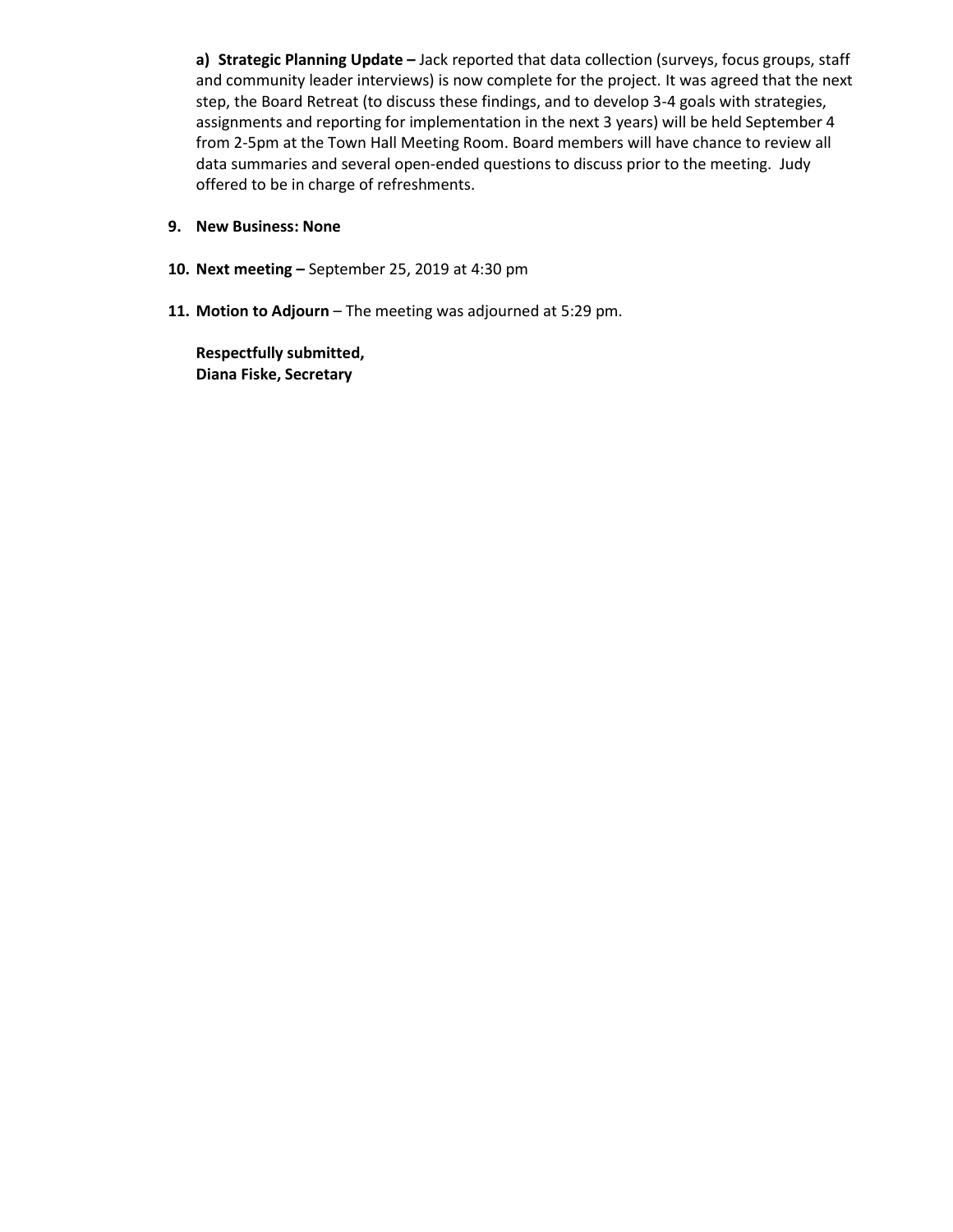**a) Strategic Planning Update –** Jack reported that data collection (surveys, focus groups, staff and community leader interviews) is now complete for the project. It was agreed that the next step, the Board Retreat (to discuss these findings, and to develop 3-4 goals with strategies, assignments and reporting for implementation in the next 3 years) will be held September 4 from 2-5pm at the Town Hall Meeting Room. Board members will have chance to review all data summaries and several open-ended questions to discuss prior to the meeting. Judy offered to be in charge of refreshments.

9. **New Business: None**

10. **Next meeting –** September 25, 2019 at 4:30 pm

11. **Motion to Adjourn** – The meeting was adjourned at 5:29 pm.

**Respectfully submitted,**
**Diana Fiske, Secretary**